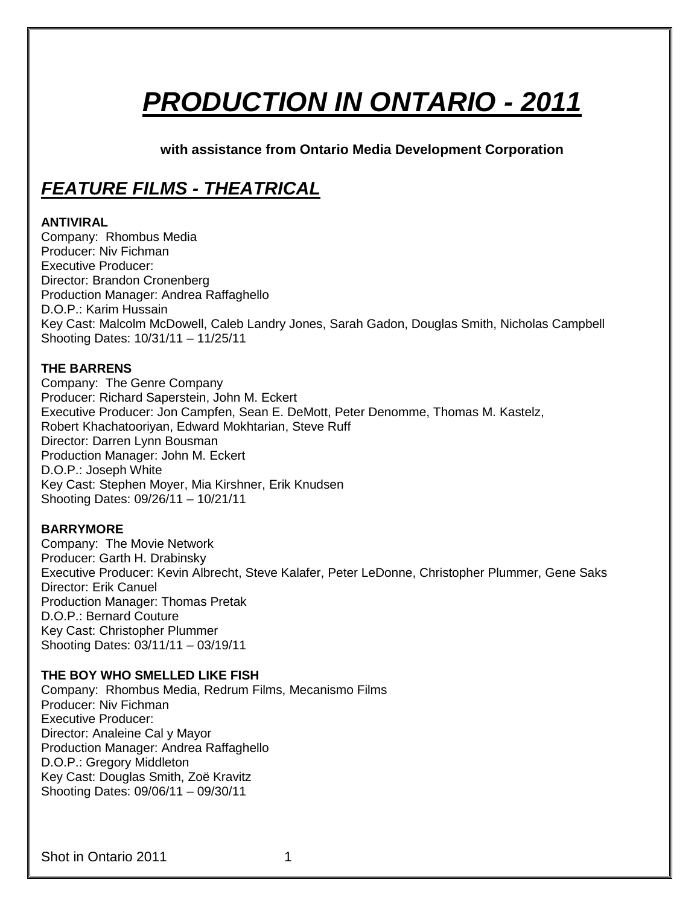# ***PRODUCTION IN ONTARIO - 2011***

**with assistance from Ontario Media Development Corporation**

## ***FEATURE FILMS - THEATRICAL***

**ANTIVIRAL**
Company: Rhombus Media
Producer: Niv Fichman
Executive Producer:
Director: Brandon Cronenberg
Production Manager: Andrea Raffaghello
D.O.P.: Karim Hussain
Key Cast: Malcolm McDowell, Caleb Landry Jones, Sarah Gadon, Douglas Smith, Nicholas Campbell
Shooting Dates: 10/31/11 – 11/25/11

**THE BARRENS**
Company: The Genre Company
Producer: Richard Saperstein, John M. Eckert
Executive Producer: Jon Campfen, Sean E. DeMott, Peter Denomme, Thomas M. Kastelz, Robert Khachatooriyan, Edward Mokhtarian, Steve Ruff
Director: Darren Lynn Bousman
Production Manager: John M. Eckert
D.O.P.: Joseph White
Key Cast: Stephen Moyer, Mia Kirshner, Erik Knudsen
Shooting Dates: 09/26/11 – 10/21/11

**BARRYMORE**
Company: The Movie Network
Producer: Garth H. Drabinsky
Executive Producer: Kevin Albrecht, Steve Kalafer, Peter LeDonne, Christopher Plummer, Gene Saks
Director: Erik Canuel
Production Manager: Thomas Pretak
D.O.P.: Bernard Couture
Key Cast: Christopher Plummer
Shooting Dates: 03/11/11 – 03/19/11

**THE BOY WHO SMELLED LIKE FISH**
Company: Rhombus Media, Redrum Films, Mecanismo Films
Producer: Niv Fichman
Executive Producer:
Director: Analeine Cal y Mayor
Production Manager: Andrea Raffaghello
D.O.P.: Gregory Middleton
Key Cast: Douglas Smith, Zoë Kravitz
Shooting Dates: 09/06/11 – 09/30/11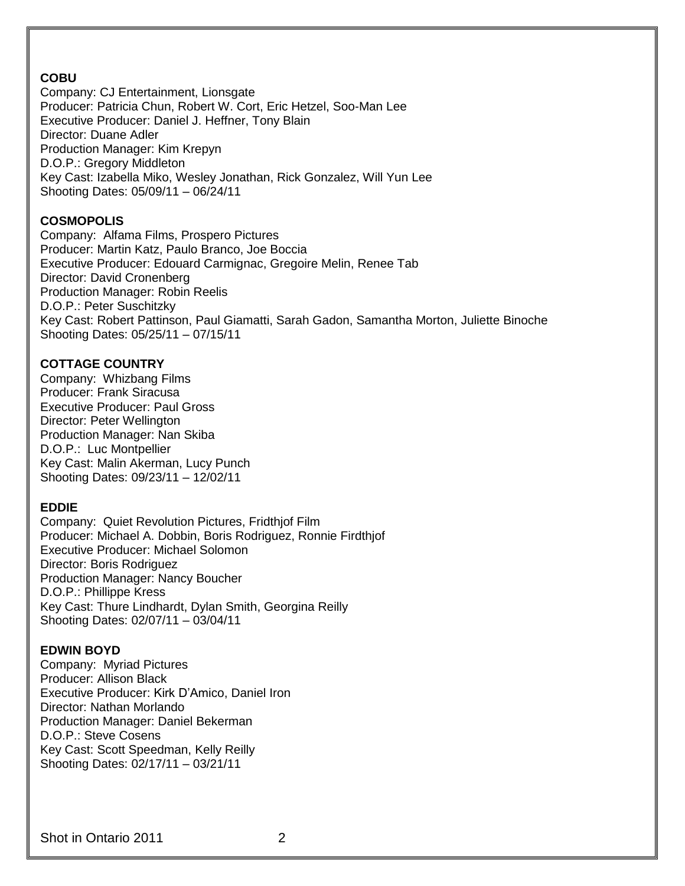**COBU**
Company: CJ Entertainment, Lionsgate
Producer: Patricia Chun, Robert W. Cort, Eric Hetzel, Soo-Man Lee
Executive Producer: Daniel J. Heffner, Tony Blain
Director: Duane Adler
Production Manager: Kim Krepyn
D.O.P.: Gregory Middleton
Key Cast: Izabella Miko, Wesley Jonathan, Rick Gonzalez, Will Yun Lee
Shooting Dates: 05/09/11 – 06/24/11

**COSMOPOLIS**
Company: Alfama Films, Prospero Pictures
Producer: Martin Katz, Paulo Branco, Joe Boccia
Executive Producer: Edouard Carmignac, Gregoire Melin, Renee Tab
Director: David Cronenberg
Production Manager: Robin Reelis
D.O.P.: Peter Suschitzky
Key Cast: Robert Pattinson, Paul Giamatti, Sarah Gadon, Samantha Morton, Juliette Binoche
Shooting Dates: 05/25/11 – 07/15/11

**COTTAGE COUNTRY**
Company: Whizbang Films
Producer: Frank Siracusa
Executive Producer: Paul Gross
Director: Peter Wellington
Production Manager: Nan Skiba
D.O.P.: Luc Montpellier
Key Cast: Malin Akerman, Lucy Punch
Shooting Dates: 09/23/11 – 12/02/11

**EDDIE**
Company: Quiet Revolution Pictures, Fridthjof Film
Producer: Michael A. Dobbin, Boris Rodriguez, Ronnie Firdthjof
Executive Producer: Michael Solomon
Director: Boris Rodriguez
Production Manager: Nancy Boucher
D.O.P.: Phillippe Kress
Key Cast: Thure Lindhardt, Dylan Smith, Georgina Reilly
Shooting Dates: 02/07/11 – 03/04/11

**EDWIN BOYD**
Company: Myriad Pictures
Producer: Allison Black
Executive Producer: Kirk D'Amico, Daniel Iron
Director: Nathan Morlando
Production Manager: Daniel Bekerman
D.O.P.: Steve Cosens
Key Cast: Scott Speedman, Kelly Reilly
Shooting Dates: 02/17/11 – 03/21/11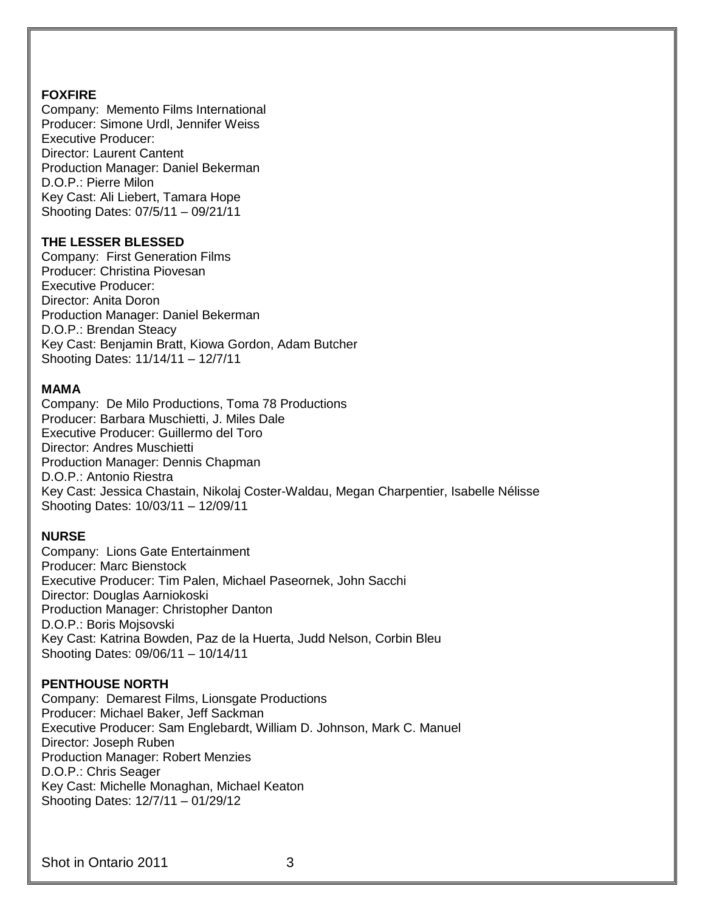**FOXFIRE**
Company: Memento Films International
Producer: Simone Urdl, Jennifer Weiss
Executive Producer:
Director: Laurent Cantent
Production Manager: Daniel Bekerman
D.O.P.: Pierre Milon
Key Cast: Ali Liebert, Tamara Hope
Shooting Dates: 07/5/11 – 09/21/11

**THE LESSER BLESSED**
Company: First Generation Films
Producer: Christina Piovesan
Executive Producer:
Director: Anita Doron
Production Manager: Daniel Bekerman
D.O.P.: Brendan Steacy
Key Cast: Benjamin Bratt, Kiowa Gordon, Adam Butcher
Shooting Dates: 11/14/11 – 12/7/11

**MAMA**
Company: De Milo Productions, Toma 78 Productions
Producer: Barbara Muschietti, J. Miles Dale
Executive Producer: Guillermo del Toro
Director: Andres Muschietti
Production Manager: Dennis Chapman
D.O.P.: Antonio Riestra
Key Cast: Jessica Chastain, Nikolaj Coster-Waldau, Megan Charpentier, Isabelle Nélisse
Shooting Dates: 10/03/11 – 12/09/11

**NURSE**
Company: Lions Gate Entertainment
Producer: Marc Bienstock
Executive Producer: Tim Palen, Michael Paseornek, John Sacchi
Director: Douglas Aarniokoski
Production Manager: Christopher Danton
D.O.P.: Boris Mojsovski
Key Cast: Katrina Bowden, Paz de la Huerta, Judd Nelson, Corbin Bleu
Shooting Dates: 09/06/11 – 10/14/11

**PENTHOUSE NORTH**
Company: Demarest Films, Lionsgate Productions
Producer: Michael Baker, Jeff Sackman
Executive Producer: Sam Englebardt, William D. Johnson, Mark C. Manuel
Director: Joseph Ruben
Production Manager: Robert Menzies
D.O.P.: Chris Seager
Key Cast: Michelle Monaghan, Michael Keaton
Shooting Dates: 12/7/11 – 01/29/12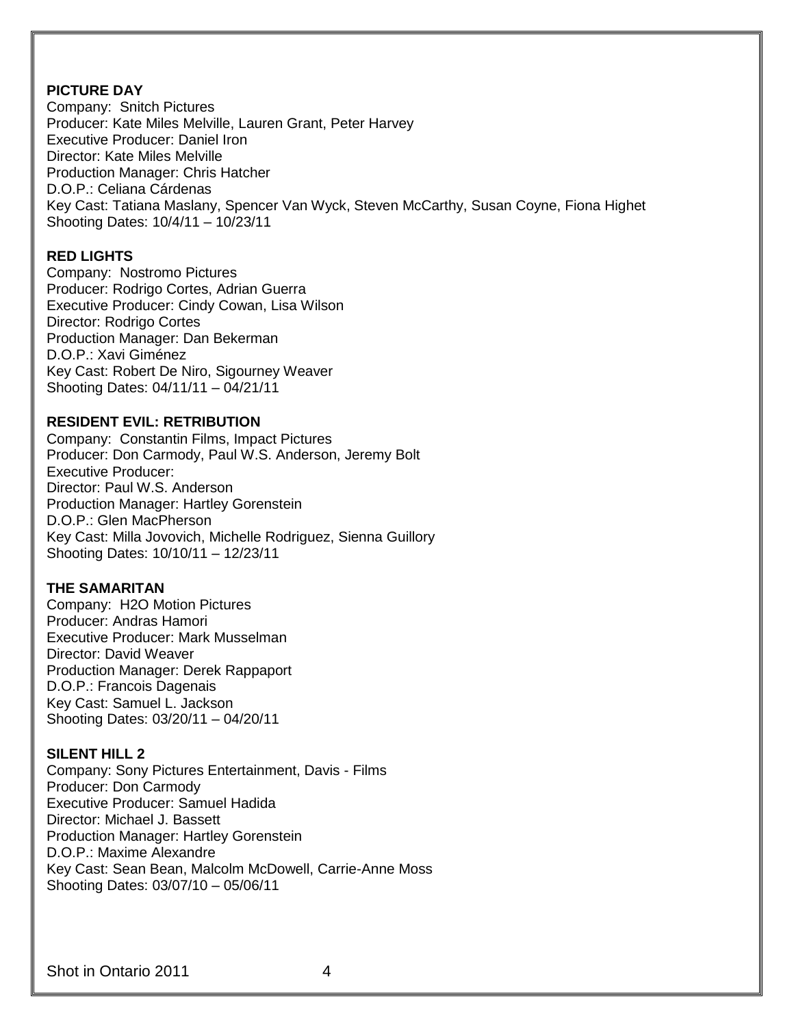**PICTURE DAY**
Company: Snitch Pictures
Producer: Kate Miles Melville, Lauren Grant, Peter Harvey
Executive Producer: Daniel Iron
Director: Kate Miles Melville
Production Manager: Chris Hatcher
D.O.P.: Celiana Cárdenas
Key Cast: Tatiana Maslany, Spencer Van Wyck, Steven McCarthy, Susan Coyne, Fiona Highet
Shooting Dates: 10/4/11 – 10/23/11

**RED LIGHTS**
Company: Nostromo Pictures
Producer: Rodrigo Cortes, Adrian Guerra
Executive Producer: Cindy Cowan, Lisa Wilson
Director: Rodrigo Cortes
Production Manager: Dan Bekerman
D.O.P.: Xavi Giménez
Key Cast: Robert De Niro, Sigourney Weaver
Shooting Dates: 04/11/11 – 04/21/11

**RESIDENT EVIL: RETRIBUTION**
Company: Constantin Films, Impact Pictures
Producer: Don Carmody, Paul W.S. Anderson, Jeremy Bolt
Executive Producer:
Director: Paul W.S. Anderson
Production Manager: Hartley Gorenstein
D.O.P.: Glen MacPherson
Key Cast: Milla Jovovich, Michelle Rodriguez, Sienna Guillory
Shooting Dates: 10/10/11 – 12/23/11

**THE SAMARITAN**
Company: H2O Motion Pictures
Producer: Andras Hamori
Executive Producer: Mark Musselman
Director: David Weaver
Production Manager: Derek Rappaport
D.O.P.: Francois Dagenais
Key Cast: Samuel L. Jackson
Shooting Dates: 03/20/11 – 04/20/11

**SILENT HILL 2**
Company: Sony Pictures Entertainment, Davis - Films
Producer: Don Carmody
Executive Producer: Samuel Hadida
Director: Michael J. Bassett
Production Manager: Hartley Gorenstein
D.O.P.: Maxime Alexandre
Key Cast: Sean Bean, Malcolm McDowell, Carrie-Anne Moss
Shooting Dates: 03/07/10 – 05/06/11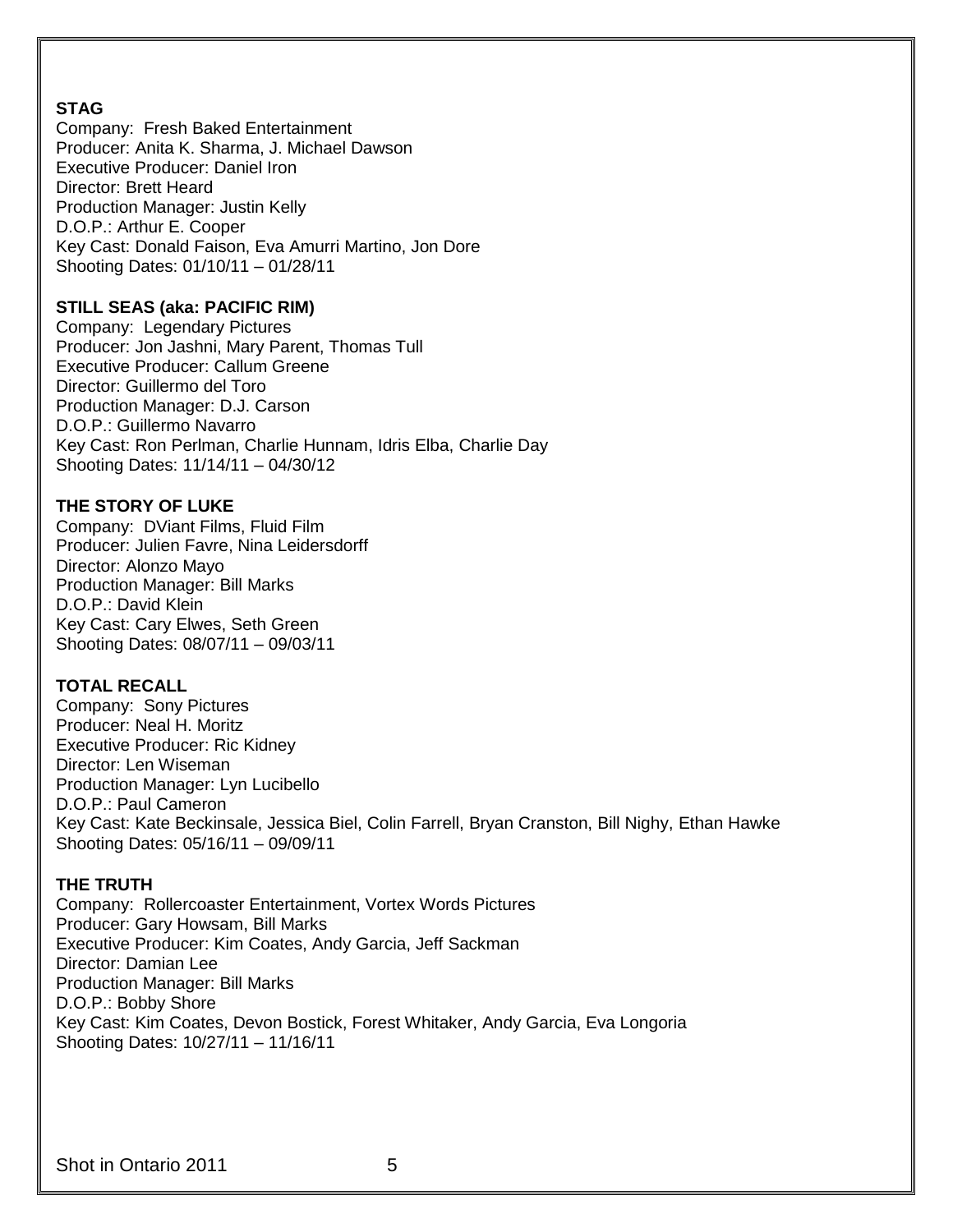**STAG**

Company: Fresh Baked Entertainment
Producer: Anita K. Sharma, J. Michael Dawson
Executive Producer: Daniel Iron
Director: Brett Heard
Production Manager: Justin Kelly
D.O.P.: Arthur E. Cooper
Key Cast: Donald Faison, Eva Amurri Martino, Jon Dore
Shooting Dates: 01/10/11 – 01/28/11

**STILL SEAS (aka: PACIFIC RIM)**

Company: Legendary Pictures
Producer: Jon Jashni, Mary Parent, Thomas Tull
Executive Producer: Callum Greene
Director: Guillermo del Toro
Production Manager: D.J. Carson
D.O.P.: Guillermo Navarro
Key Cast: Ron Perlman, Charlie Hunnam, Idris Elba, Charlie Day
Shooting Dates: 11/14/11 – 04/30/12

**THE STORY OF LUKE**

Company: DViant Films, Fluid Film
Producer: Julien Favre, Nina Leidersdorff
Director: Alonzo Mayo
Production Manager: Bill Marks
D.O.P.: David Klein
Key Cast: Cary Elwes, Seth Green
Shooting Dates: 08/07/11 – 09/03/11

**TOTAL RECALL**

Company: Sony Pictures
Producer: Neal H. Moritz
Executive Producer: Ric Kidney
Director: Len Wiseman
Production Manager: Lyn Lucibello
D.O.P.: Paul Cameron
Key Cast: Kate Beckinsale, Jessica Biel, Colin Farrell, Bryan Cranston, Bill Nighy, Ethan Hawke
Shooting Dates: 05/16/11 – 09/09/11

**THE TRUTH**

Company: Rollercoaster Entertainment, Vortex Words Pictures
Producer: Gary Howsam, Bill Marks
Executive Producer: Kim Coates, Andy Garcia, Jeff Sackman
Director: Damian Lee
Production Manager: Bill Marks
D.O.P.: Bobby Shore
Key Cast: Kim Coates, Devon Bostick, Forest Whitaker, Andy Garcia, Eva Longoria
Shooting Dates: 10/27/11 – 11/16/11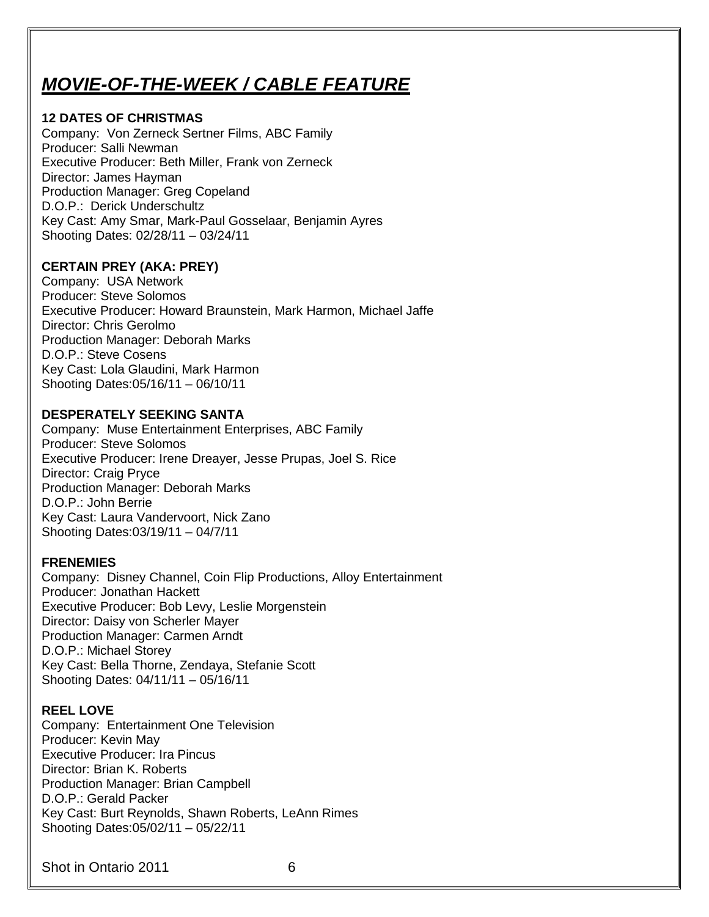# ***MOVIE-OF-THE-WEEK / CABLE FEATURE***

**12 DATES OF CHRISTMAS**
Company: Von Zerneck Sertner Films, ABC Family
Producer: Salli Newman
Executive Producer: Beth Miller, Frank von Zerneck
Director: James Hayman
Production Manager: Greg Copeland
D.O.P.: Derick Underschultz
Key Cast: Amy Smar, Mark-Paul Gosselaar, Benjamin Ayres
Shooting Dates: 02/28/11 – 03/24/11

**CERTAIN PREY (AKA: PREY)**
Company: USA Network
Producer: Steve Solomos
Executive Producer: Howard Braunstein, Mark Harmon, Michael Jaffe
Director: Chris Gerolmo
Production Manager: Deborah Marks
D.O.P.: Steve Cosens
Key Cast: Lola Glaudini, Mark Harmon
Shooting Dates:05/16/11 – 06/10/11

**DESPERATELY SEEKING SANTA**
Company: Muse Entertainment Enterprises, ABC Family
Producer: Steve Solomos
Executive Producer: Irene Dreayer, Jesse Prupas, Joel S. Rice
Director: Craig Pryce
Production Manager: Deborah Marks
D.O.P.: John Berrie
Key Cast: Laura Vandervoort, Nick Zano
Shooting Dates:03/19/11 – 04/7/11

**FRENEMIES**
Company: Disney Channel, Coin Flip Productions, Alloy Entertainment
Producer: Jonathan Hackett
Executive Producer: Bob Levy, Leslie Morgenstein
Director: Daisy von Scherler Mayer
Production Manager: Carmen Arndt
D.O.P.: Michael Storey
Key Cast: Bella Thorne, Zendaya, Stefanie Scott
Shooting Dates: 04/11/11 – 05/16/11

**REEL LOVE**
Company: Entertainment One Television
Producer: Kevin May
Executive Producer: Ira Pincus
Director: Brian K. Roberts
Production Manager: Brian Campbell
D.O.P.: Gerald Packer
Key Cast: Burt Reynolds, Shawn Roberts, LeAnn Rimes
Shooting Dates:05/02/11 – 05/22/11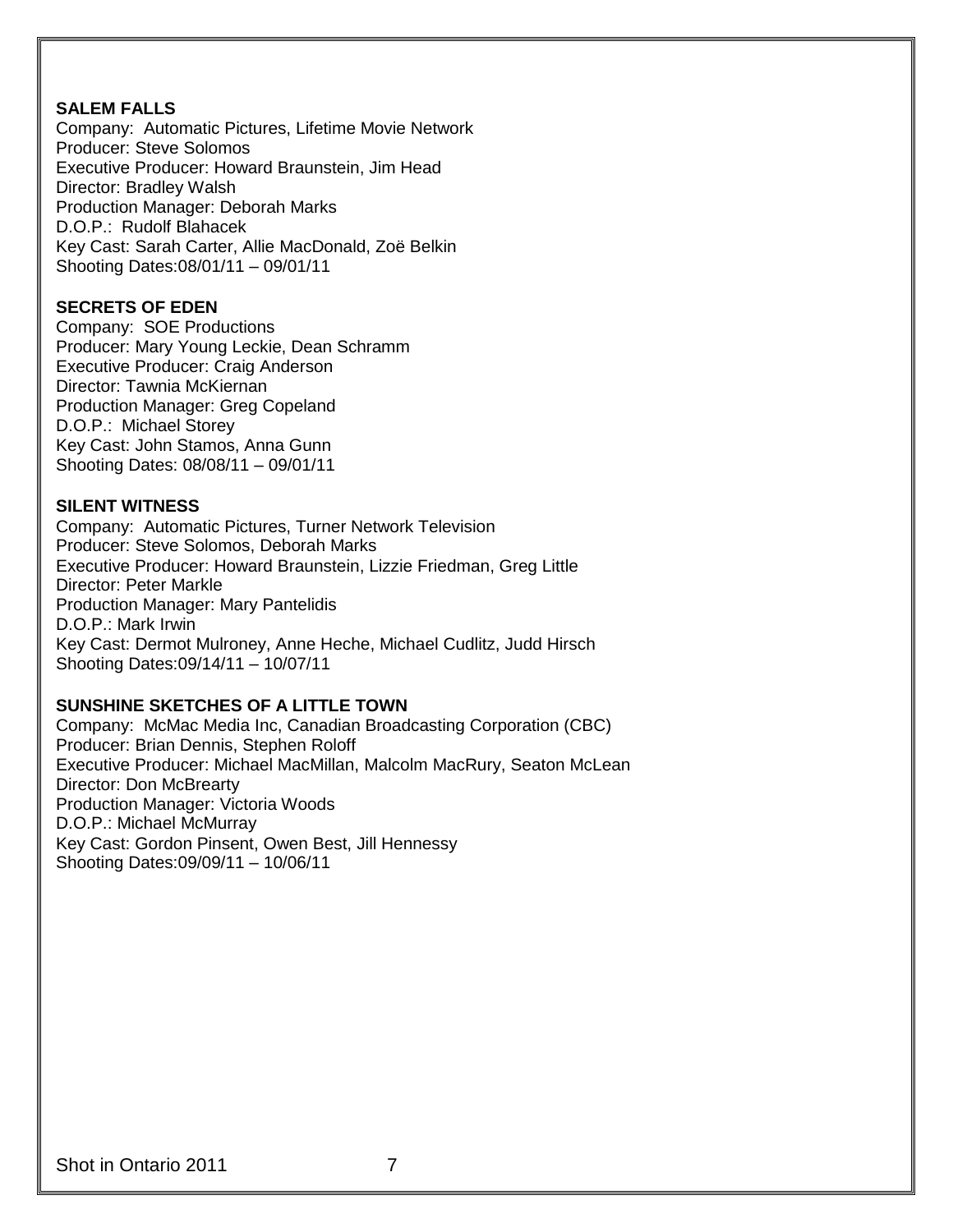**SALEM FALLS**
Company: Automatic Pictures, Lifetime Movie Network
Producer: Steve Solomos
Executive Producer: Howard Braunstein, Jim Head
Director: Bradley Walsh
Production Manager: Deborah Marks
D.O.P.: Rudolf Blahacek
Key Cast: Sarah Carter, Allie MacDonald, Zoë Belkin
Shooting Dates:08/01/11 – 09/01/11

**SECRETS OF EDEN**
Company: SOE Productions
Producer: Mary Young Leckie, Dean Schramm
Executive Producer: Craig Anderson
Director: Tawnia McKiernan
Production Manager: Greg Copeland
D.O.P.: Michael Storey
Key Cast: John Stamos, Anna Gunn
Shooting Dates: 08/08/11 – 09/01/11

**SILENT WITNESS**
Company: Automatic Pictures, Turner Network Television
Producer: Steve Solomos, Deborah Marks
Executive Producer: Howard Braunstein, Lizzie Friedman, Greg Little
Director: Peter Markle
Production Manager: Mary Pantelidis
D.O.P.: Mark Irwin
Key Cast: Dermot Mulroney, Anne Heche, Michael Cudlitz, Judd Hirsch
Shooting Dates:09/14/11 – 10/07/11

**SUNSHINE SKETCHES OF A LITTLE TOWN**
Company: McMac Media Inc, Canadian Broadcasting Corporation (CBC)
Producer: Brian Dennis, Stephen Roloff
Executive Producer: Michael MacMillan, Malcolm MacRury, Seaton McLean
Director: Don McBrearty
Production Manager: Victoria Woods
D.O.P.: Michael McMurray
Key Cast: Gordon Pinsent, Owen Best, Jill Hennessy
Shooting Dates:09/09/11 – 10/06/11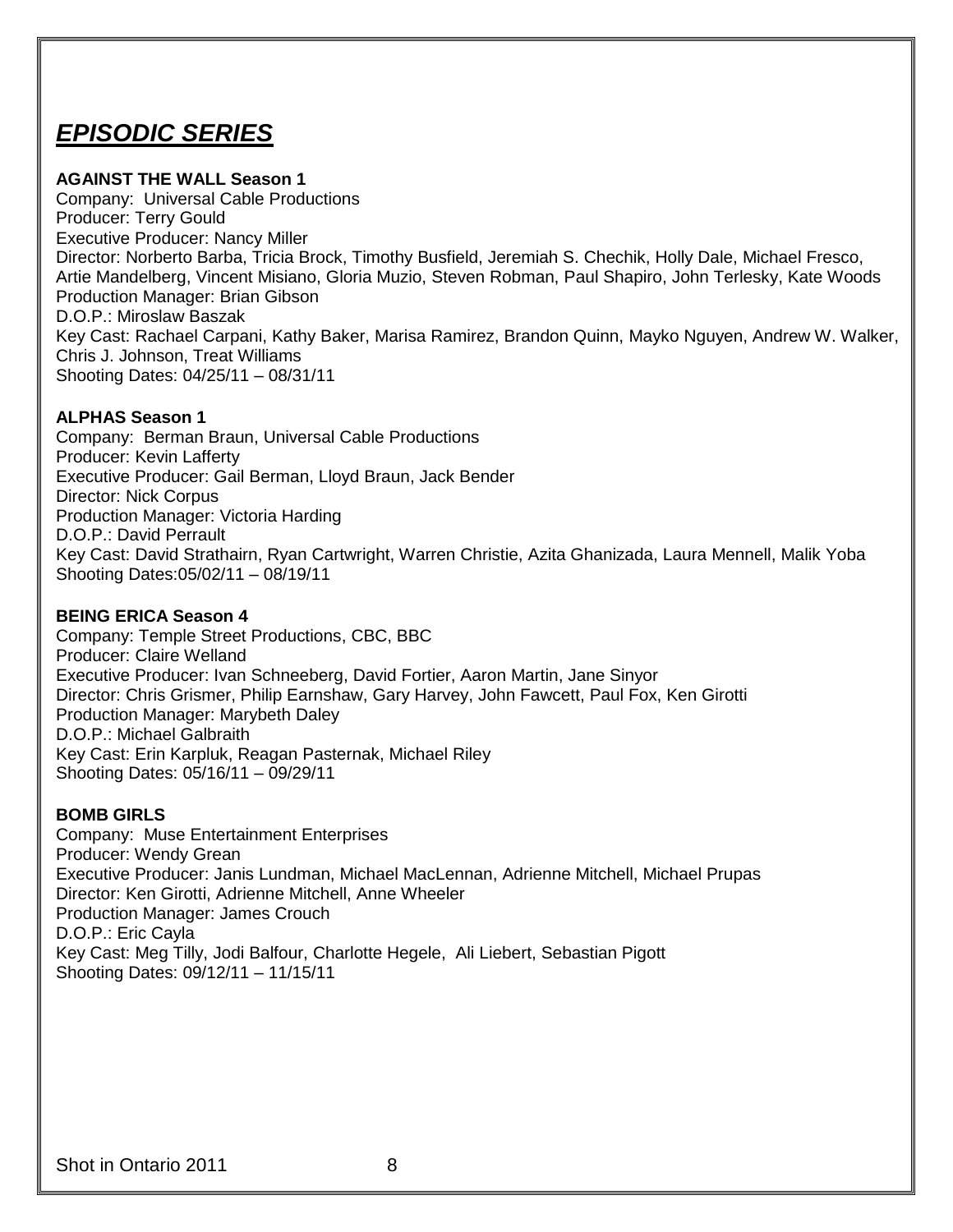# ***EPISODIC SERIES***

**AGAINST THE WALL Season 1**
Company: Universal Cable Productions
Producer: Terry Gould
Executive Producer: Nancy Miller
Director: Norberto Barba, Tricia Brock, Timothy Busfield, Jeremiah S. Chechik, Holly Dale, Michael Fresco, Artie Mandelberg, Vincent Misiano, Gloria Muzio, Steven Robman, Paul Shapiro, John Terlesky, Kate Woods
Production Manager: Brian Gibson
D.O.P.: Miroslaw Baszak
Key Cast: Rachael Carpani, Kathy Baker, Marisa Ramirez, Brandon Quinn, Mayko Nguyen, Andrew W. Walker, Chris J. Johnson, Treat Williams
Shooting Dates: 04/25/11 – 08/31/11

**ALPHAS Season 1**
Company: Berman Braun, Universal Cable Productions
Producer: Kevin Lafferty
Executive Producer: Gail Berman, Lloyd Braun, Jack Bender
Director: Nick Corpus
Production Manager: Victoria Harding
D.O.P.: David Perrault
Key Cast: David Strathairn, Ryan Cartwright, Warren Christie, Azita Ghanizada, Laura Mennell, Malik Yoba
Shooting Dates:05/02/11 – 08/19/11

**BEING ERICA Season 4**
Company: Temple Street Productions, CBC, BBC
Producer: Claire Welland
Executive Producer: Ivan Schneeberg, David Fortier, Aaron Martin, Jane Sinyor
Director: Chris Grismer, Philip Earnshaw, Gary Harvey, John Fawcett, Paul Fox, Ken Girotti
Production Manager: Marybeth Daley
D.O.P.: Michael Galbraith
Key Cast: Erin Karpluk, Reagan Pasternak, Michael Riley
Shooting Dates: 05/16/11 – 09/29/11

**BOMB GIRLS**
Company: Muse Entertainment Enterprises
Producer: Wendy Grean
Executive Producer: Janis Lundman, Michael MacLennan, Adrienne Mitchell, Michael Prupas
Director: Ken Girotti, Adrienne Mitchell, Anne Wheeler
Production Manager: James Crouch
D.O.P.: Eric Cayla
Key Cast: Meg Tilly, Jodi Balfour, Charlotte Hegele, Ali Liebert, Sebastian Pigott
Shooting Dates: 09/12/11 – 11/15/11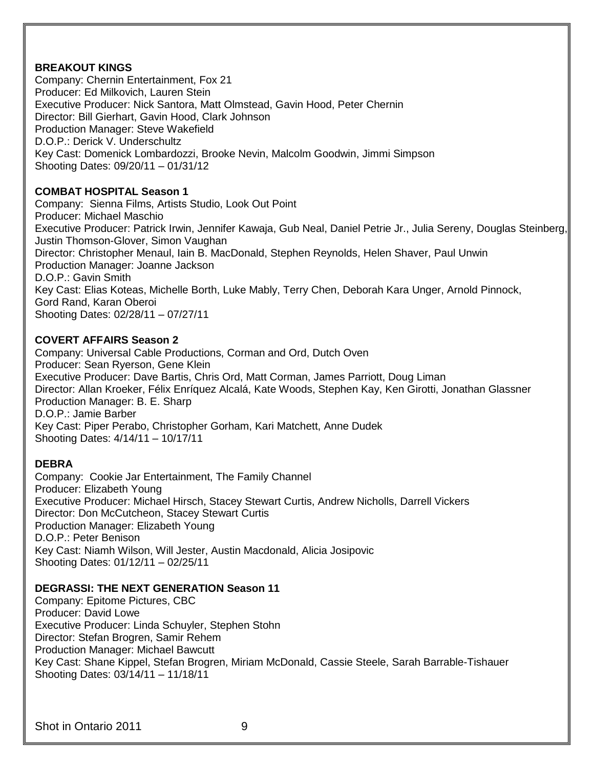**BREAKOUT KINGS**
Company: Chernin Entertainment, Fox 21
Producer: Ed Milkovich, Lauren Stein
Executive Producer: Nick Santora, Matt Olmstead, Gavin Hood, Peter Chernin
Director: Bill Gierhart, Gavin Hood, Clark Johnson
Production Manager: Steve Wakefield
D.O.P.: Derick V. Underschultz
Key Cast: Domenick Lombardozzi, Brooke Nevin, Malcolm Goodwin, Jimmi Simpson
Shooting Dates: 09/20/11 – 01/31/12

**COMBAT HOSPITAL Season 1**
Company: Sienna Films, Artists Studio, Look Out Point
Producer: Michael Maschio
Executive Producer: Patrick Irwin, Jennifer Kawaja, Gub Neal, Daniel Petrie Jr., Julia Sereny, Douglas Steinberg, Justin Thomson-Glover, Simon Vaughan
Director: Christopher Menaul, Iain B. MacDonald, Stephen Reynolds, Helen Shaver, Paul Unwin
Production Manager: Joanne Jackson
D.O.P.: Gavin Smith
Key Cast: Elias Koteas, Michelle Borth, Luke Mably, Terry Chen, Deborah Kara Unger, Arnold Pinnock, Gord Rand, Karan Oberoi
Shooting Dates: 02/28/11 – 07/27/11

**COVERT AFFAIRS Season 2**
Company: Universal Cable Productions, Corman and Ord, Dutch Oven
Producer: Sean Ryerson, Gene Klein
Executive Producer: Dave Bartis, Chris Ord, Matt Corman, James Parriott, Doug Liman
Director: Allan Kroeker, Félix Enríquez Alcalá, Kate Woods, Stephen Kay, Ken Girotti, Jonathan Glassner
Production Manager: B. E. Sharp
D.O.P.: Jamie Barber
Key Cast: Piper Perabo, Christopher Gorham, Kari Matchett, Anne Dudek
Shooting Dates: 4/14/11 – 10/17/11

**DEBRA**
Company: Cookie Jar Entertainment, The Family Channel
Producer: Elizabeth Young
Executive Producer: Michael Hirsch, Stacey Stewart Curtis, Andrew Nicholls, Darrell Vickers
Director: Don McCutcheon, Stacey Stewart Curtis
Production Manager: Elizabeth Young
D.O.P.: Peter Benison
Key Cast: Niamh Wilson, Will Jester, Austin Macdonald, Alicia Josipovic
Shooting Dates: 01/12/11 – 02/25/11

**DEGRASSI: THE NEXT GENERATION Season 11**
Company: Epitome Pictures, CBC
Producer: David Lowe
Executive Producer: Linda Schuyler, Stephen Stohn
Director: Stefan Brogren, Samir Rehem
Production Manager: Michael Bawcutt
Key Cast: Shane Kippel, Stefan Brogren, Miriam McDonald, Cassie Steele, Sarah Barrable-Tishauer
Shooting Dates: 03/14/11 – 11/18/11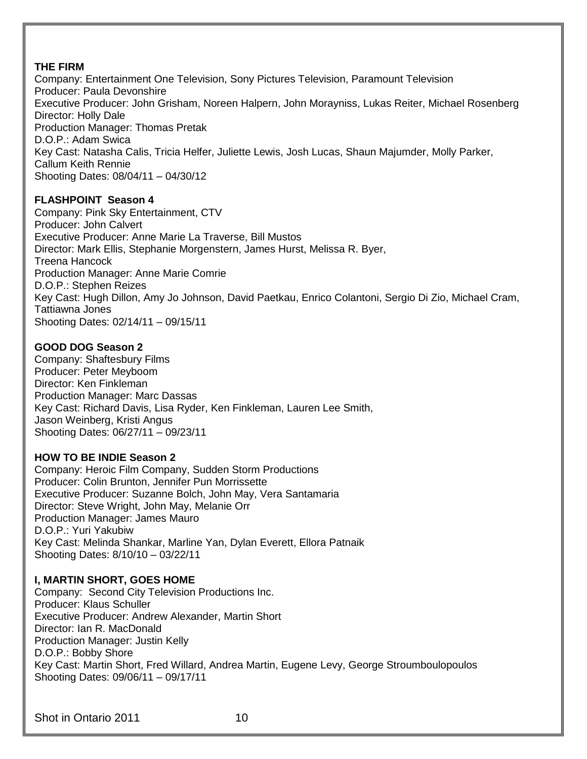**THE FIRM**
Company: Entertainment One Television, Sony Pictures Television, Paramount Television
Producer: Paula Devonshire
Executive Producer: John Grisham, Noreen Halpern, John Morayniss, Lukas Reiter, Michael Rosenberg
Director: Holly Dale
Production Manager: Thomas Pretak
D.O.P.: Adam Swica
Key Cast: Natasha Calis, Tricia Helfer, Juliette Lewis, Josh Lucas, Shaun Majumder, Molly Parker, Callum Keith Rennie
Shooting Dates: 08/04/11 – 04/30/12

**FLASHPOINT Season 4**
Company: Pink Sky Entertainment, CTV
Producer: John Calvert
Executive Producer: Anne Marie La Traverse, Bill Mustos
Director: Mark Ellis, Stephanie Morgenstern, James Hurst, Melissa R. Byer, Treena Hancock
Production Manager: Anne Marie Comrie
D.O.P.: Stephen Reizes
Key Cast: Hugh Dillon, Amy Jo Johnson, David Paetkau, Enrico Colantoni, Sergio Di Zio, Michael Cram, Tattiawna Jones
Shooting Dates: 02/14/11 – 09/15/11

**GOOD DOG Season 2**
Company: Shaftesbury Films
Producer: Peter Meyboom
Director: Ken Finkleman
Production Manager: Marc Dassas
Key Cast: Richard Davis, Lisa Ryder, Ken Finkleman, Lauren Lee Smith, Jason Weinberg, Kristi Angus
Shooting Dates: 06/27/11 – 09/23/11

**HOW TO BE INDIE Season 2**
Company: Heroic Film Company, Sudden Storm Productions
Producer: Colin Brunton, Jennifer Pun Morrissette
Executive Producer: Suzanne Bolch, John May, Vera Santamaria
Director: Steve Wright, John May, Melanie Orr
Production Manager: James Mauro
D.O.P.: Yuri Yakubiw
Key Cast: Melinda Shankar, Marline Yan, Dylan Everett, Ellora Patnaik
Shooting Dates: 8/10/10 – 03/22/11

**I, MARTIN SHORT, GOES HOME**
Company: Second City Television Productions Inc.
Producer: Klaus Schuller
Executive Producer: Andrew Alexander, Martin Short
Director: Ian R. MacDonald
Production Manager: Justin Kelly
D.O.P.: Bobby Shore
Key Cast: Martin Short, Fred Willard, Andrea Martin, Eugene Levy, George Stroumboulopoulos
Shooting Dates: 09/06/11 – 09/17/11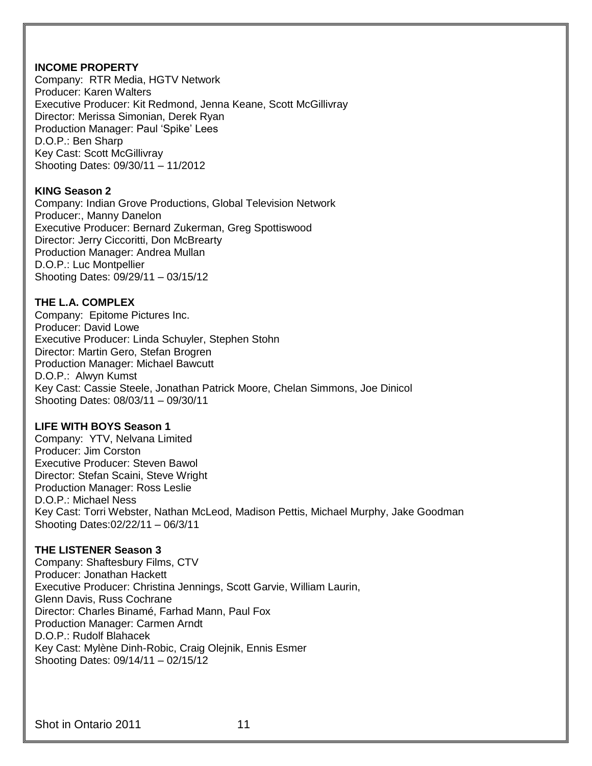**INCOME PROPERTY**
Company: RTR Media, HGTV Network
Producer: Karen Walters
Executive Producer: Kit Redmond, Jenna Keane, Scott McGillivray
Director: Merissa Simonian, Derek Ryan
Production Manager: Paul 'Spike' Lees
D.O.P.: Ben Sharp
Key Cast: Scott McGillivray
Shooting Dates: 09/30/11 – 11/2012

**KING Season 2**
Company: Indian Grove Productions, Global Television Network
Producer:, Manny Danelon
Executive Producer: Bernard Zukerman, Greg Spottiswood
Director: Jerry Ciccoritti, Don McBrearty
Production Manager: Andrea Mullan
D.O.P.: Luc Montpellier
Shooting Dates: 09/29/11 – 03/15/12

**THE L.A. COMPLEX**
Company: Epitome Pictures Inc.
Producer: David Lowe
Executive Producer: Linda Schuyler, Stephen Stohn
Director: Martin Gero, Stefan Brogren
Production Manager: Michael Bawcutt
D.O.P.: Alwyn Kumst
Key Cast: Cassie Steele, Jonathan Patrick Moore, Chelan Simmons, Joe Dinicol
Shooting Dates: 08/03/11 – 09/30/11

**LIFE WITH BOYS Season 1**
Company: YTV, Nelvana Limited
Producer: Jim Corston
Executive Producer: Steven Bawol
Director: Stefan Scaini, Steve Wright
Production Manager: Ross Leslie
D.O.P.: Michael Ness
Key Cast: Torri Webster, Nathan McLeod, Madison Pettis, Michael Murphy, Jake Goodman
Shooting Dates:02/22/11 – 06/3/11

**THE LISTENER Season 3**
Company: Shaftesbury Films, CTV
Producer: Jonathan Hackett
Executive Producer: Christina Jennings, Scott Garvie, William Laurin, Glenn Davis, Russ Cochrane
Director: Charles Binamé, Farhad Mann, Paul Fox
Production Manager: Carmen Arndt
D.O.P.: Rudolf Blahacek
Key Cast: Mylène Dinh-Robic, Craig Olejnik, Ennis Esmer
Shooting Dates: 09/14/11 – 02/15/12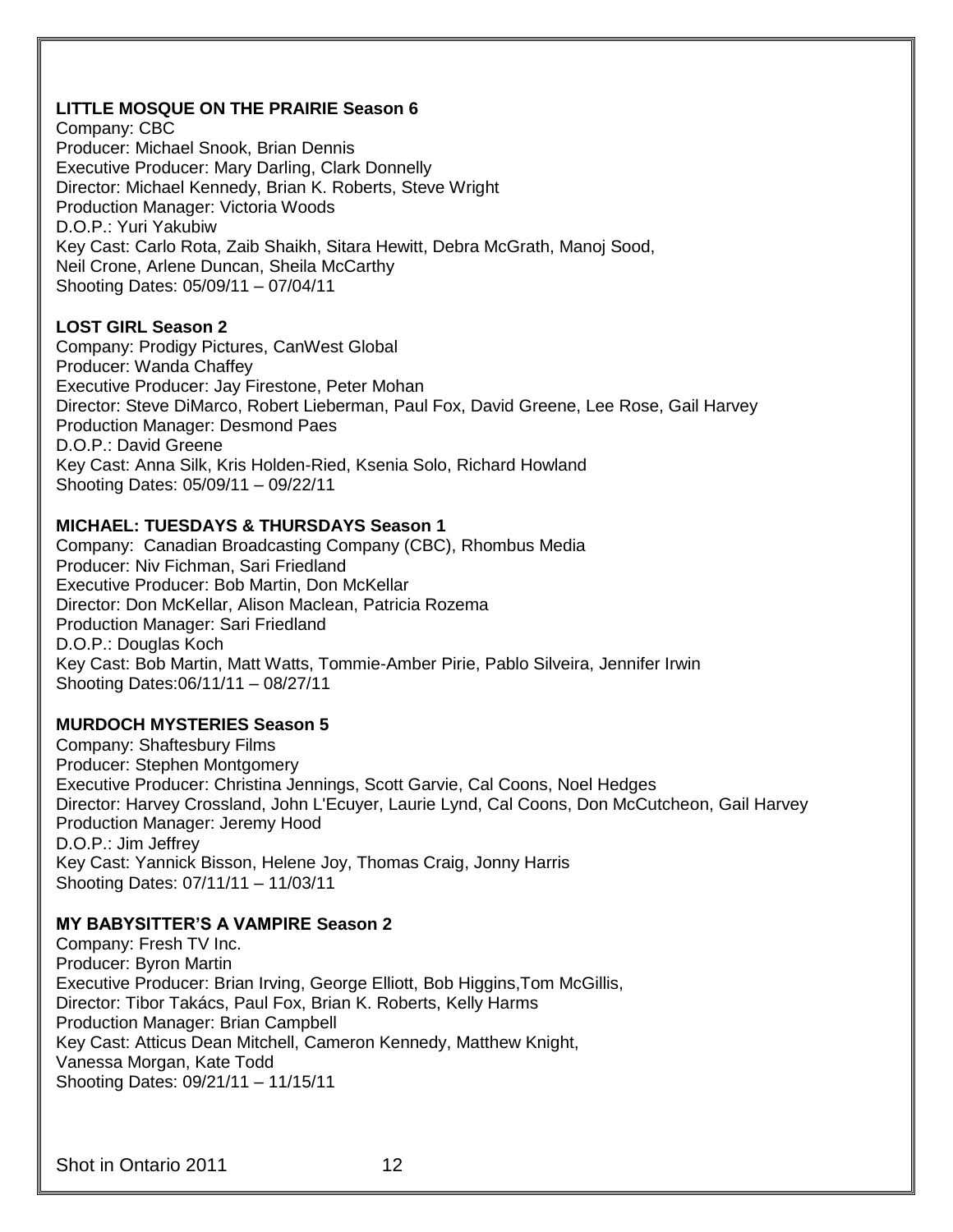**LITTLE MOSQUE ON THE PRAIRIE Season 6**
Company: CBC
Producer: Michael Snook, Brian Dennis
Executive Producer: Mary Darling, Clark Donnelly
Director: Michael Kennedy, Brian K. Roberts, Steve Wright
Production Manager: Victoria Woods
D.O.P.: Yuri Yakubiw
Key Cast: Carlo Rota, Zaib Shaikh, Sitara Hewitt, Debra McGrath, Manoj Sood, Neil Crone, Arlene Duncan, Sheila McCarthy
Shooting Dates: 05/09/11 – 07/04/11

**LOST GIRL Season 2**
Company: Prodigy Pictures, CanWest Global
Producer: Wanda Chaffey
Executive Producer: Jay Firestone, Peter Mohan
Director: Steve DiMarco, Robert Lieberman, Paul Fox, David Greene, Lee Rose, Gail Harvey
Production Manager: Desmond Paes
D.O.P.: David Greene
Key Cast: Anna Silk, Kris Holden-Ried, Ksenia Solo, Richard Howland
Shooting Dates: 05/09/11 – 09/22/11

**MICHAEL: TUESDAYS & THURSDAYS Season 1**
Company: Canadian Broadcasting Company (CBC), Rhombus Media
Producer: Niv Fichman, Sari Friedland
Executive Producer: Bob Martin, Don McKellar
Director: Don McKellar, Alison Maclean, Patricia Rozema
Production Manager: Sari Friedland
D.O.P.: Douglas Koch
Key Cast: Bob Martin, Matt Watts, Tommie-Amber Pirie, Pablo Silveira, Jennifer Irwin
Shooting Dates:06/11/11 – 08/27/11

**MURDOCH MYSTERIES Season 5**
Company: Shaftesbury Films
Producer: Stephen Montgomery
Executive Producer: Christina Jennings, Scott Garvie, Cal Coons, Noel Hedges
Director: Harvey Crossland, John L'Ecuyer, Laurie Lynd, Cal Coons, Don McCutcheon, Gail Harvey
Production Manager: Jeremy Hood
D.O.P.: Jim Jeffrey
Key Cast: Yannick Bisson, Helene Joy, Thomas Craig, Jonny Harris
Shooting Dates: 07/11/11 – 11/03/11

**MY BABYSITTER'S A VAMPIRE Season 2**
Company: Fresh TV Inc.
Producer: Byron Martin
Executive Producer: Brian Irving, George Elliott, Bob Higgins,Tom McGillis,
Director: Tibor Takács, Paul Fox, Brian K. Roberts, Kelly Harms
Production Manager: Brian Campbell
Key Cast: Atticus Dean Mitchell, Cameron Kennedy, Matthew Knight, Vanessa Morgan, Kate Todd
Shooting Dates: 09/21/11 – 11/15/11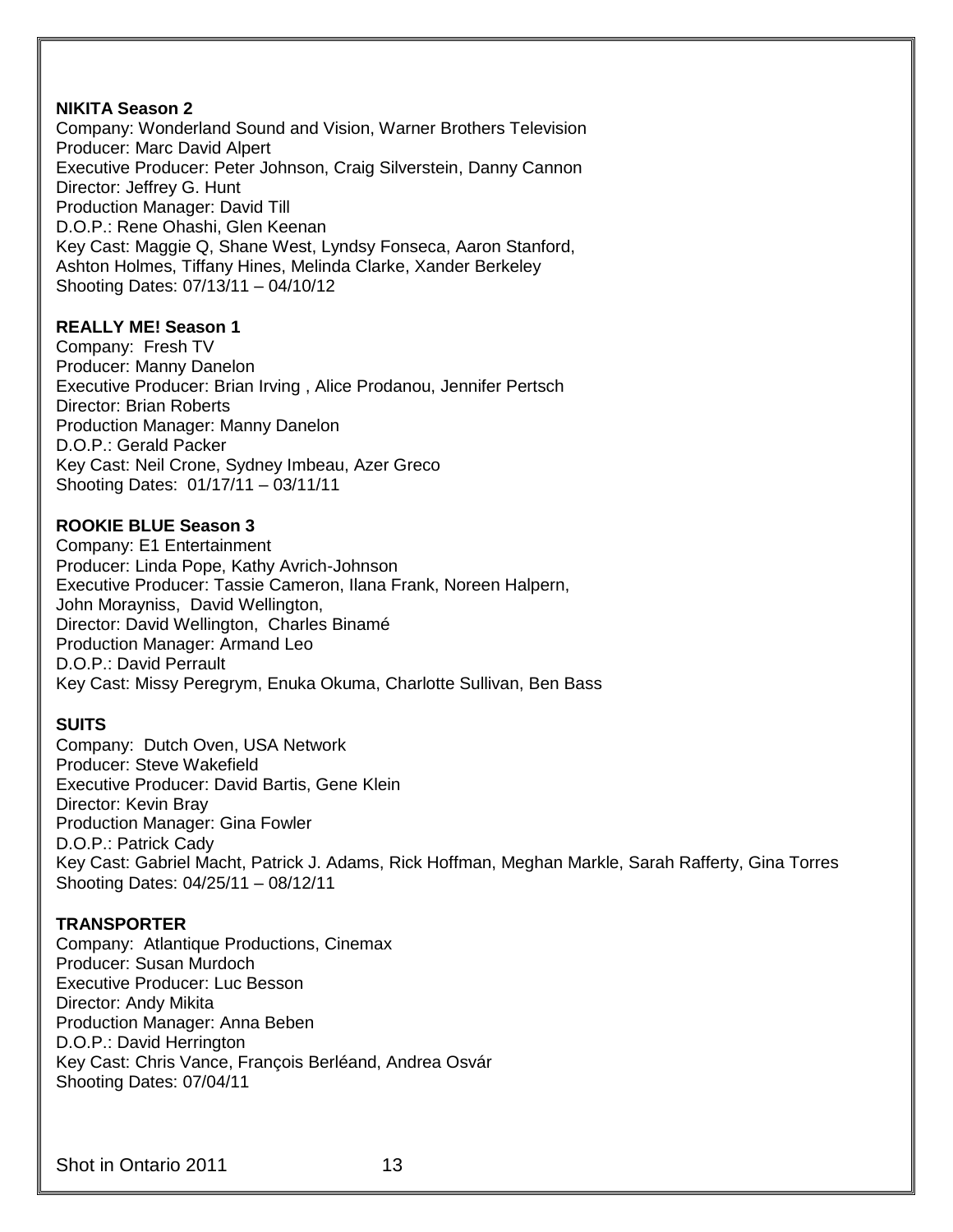**NIKITA Season 2**
Company: Wonderland Sound and Vision, Warner Brothers Television
Producer: Marc David Alpert
Executive Producer: Peter Johnson, Craig Silverstein, Danny Cannon
Director: Jeffrey G. Hunt
Production Manager: David Till
D.O.P.: Rene Ohashi, Glen Keenan
Key Cast: Maggie Q, Shane West, Lyndsy Fonseca, Aaron Stanford, Ashton Holmes, Tiffany Hines, Melinda Clarke, Xander Berkeley
Shooting Dates: 07/13/11 – 04/10/12

**REALLY ME! Season 1**
Company: Fresh TV
Producer: Manny Danelon
Executive Producer: Brian Irving , Alice Prodanou, Jennifer Pertsch
Director: Brian Roberts
Production Manager: Manny Danelon
D.O.P.: Gerald Packer
Key Cast: Neil Crone, Sydney Imbeau, Azer Greco
Shooting Dates: 01/17/11 – 03/11/11

**ROOKIE BLUE Season 3**
Company: E1 Entertainment
Producer: Linda Pope, Kathy Avrich-Johnson
Executive Producer: Tassie Cameron, Ilana Frank, Noreen Halpern, John Morayniss, David Wellington,
Director: David Wellington, Charles Binamé
Production Manager: Armand Leo
D.O.P.: David Perrault
Key Cast: Missy Peregrym, Enuka Okuma, Charlotte Sullivan, Ben Bass

**SUITS**
Company: Dutch Oven, USA Network
Producer: Steve Wakefield
Executive Producer: David Bartis, Gene Klein
Director: Kevin Bray
Production Manager: Gina Fowler
D.O.P.: Patrick Cady
Key Cast: Gabriel Macht, Patrick J. Adams, Rick Hoffman, Meghan Markle, Sarah Rafferty, Gina Torres
Shooting Dates: 04/25/11 – 08/12/11

**TRANSPORTER**
Company: Atlantique Productions, Cinemax
Producer: Susan Murdoch
Executive Producer: Luc Besson
Director: Andy Mikita
Production Manager: Anna Beben
D.O.P.: David Herrington
Key Cast: Chris Vance, François Berléand, Andrea Osvár
Shooting Dates: 07/04/11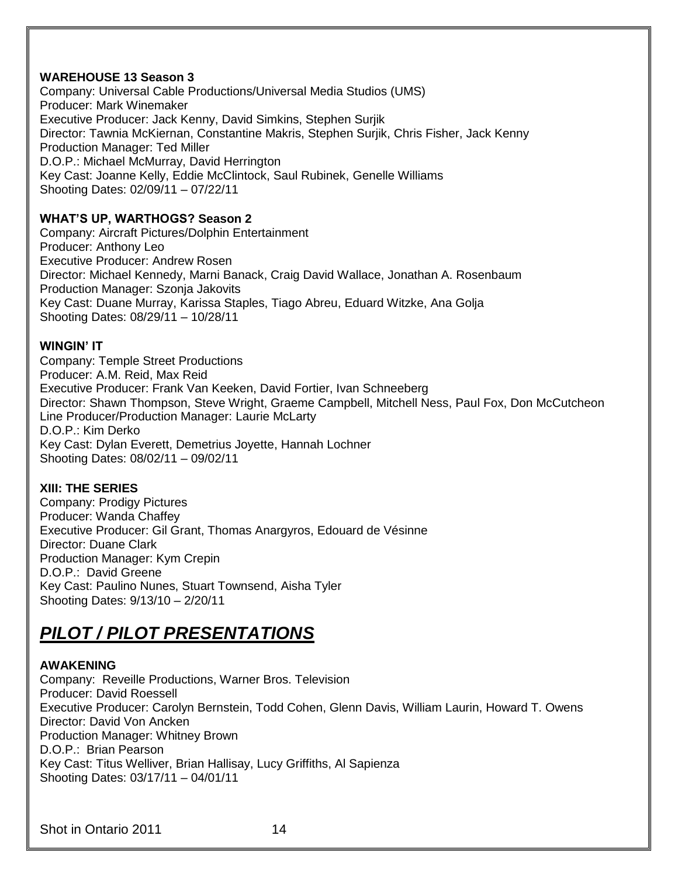**WAREHOUSE 13 Season 3**
Company: Universal Cable Productions/Universal Media Studios (UMS)
Producer: Mark Winemaker
Executive Producer: Jack Kenny, David Simkins, Stephen Surjik
Director: Tawnia McKiernan, Constantine Makris, Stephen Surjik, Chris Fisher, Jack Kenny
Production Manager: Ted Miller
D.O.P.: Michael McMurray, David Herrington
Key Cast: Joanne Kelly, Eddie McClintock, Saul Rubinek, Genelle Williams
Shooting Dates: 02/09/11 – 07/22/11

**WHAT'S UP, WARTHOGS? Season 2**
Company: Aircraft Pictures/Dolphin Entertainment
Producer: Anthony Leo
Executive Producer: Andrew Rosen
Director: Michael Kennedy, Marni Banack, Craig David Wallace, Jonathan A. Rosenbaum
Production Manager: Szonja Jakovits
Key Cast: Duane Murray, Karissa Staples, Tiago Abreu, Eduard Witzke, Ana Golja
Shooting Dates: 08/29/11 – 10/28/11

**WINGIN' IT**
Company: Temple Street Productions
Producer: A.M. Reid, Max Reid
Executive Producer: Frank Van Keeken, David Fortier, Ivan Schneeberg
Director: Shawn Thompson, Steve Wright, Graeme Campbell, Mitchell Ness, Paul Fox, Don McCutcheon
Line Producer/Production Manager: Laurie McLarty
D.O.P.: Kim Derko
Key Cast: Dylan Everett, Demetrius Joyette, Hannah Lochner
Shooting Dates: 08/02/11 – 09/02/11

**XIII: THE SERIES**
Company: Prodigy Pictures
Producer: Wanda Chaffey
Executive Producer: Gil Grant, Thomas Anargyros, Edouard de Vésinne
Director: Duane Clark
Production Manager: Kym Crepin
D.O.P.: David Greene
Key Cast: Paulino Nunes, Stuart Townsend, Aisha Tyler
Shooting Dates: 9/13/10 – 2/20/11

## ***PILOT / PILOT PRESENTATIONS***

**AWAKENING**
Company: Reveille Productions, Warner Bros. Television
Producer: David Roessell
Executive Producer: Carolyn Bernstein, Todd Cohen, Glenn Davis, William Laurin, Howard T. Owens
Director: David Von Ancken
Production Manager: Whitney Brown
D.O.P.: Brian Pearson
Key Cast: Titus Welliver, Brian Hallisay, Lucy Griffiths, Al Sapienza
Shooting Dates: 03/17/11 – 04/01/11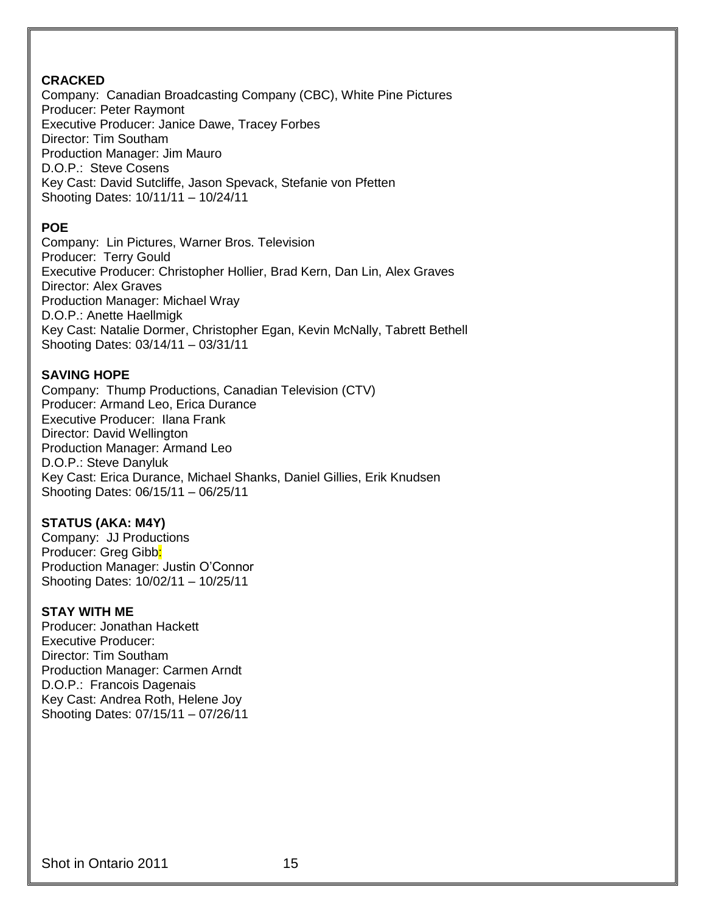**CRACKED**

Company: Canadian Broadcasting Company (CBC), White Pine Pictures
Producer: Peter Raymont
Executive Producer: Janice Dawe, Tracey Forbes
Director: Tim Southam
Production Manager: Jim Mauro
D.O.P.: Steve Cosens
Key Cast: David Sutcliffe, Jason Spevack, Stefanie von Pfetten
Shooting Dates: 10/11/11 – 10/24/11

**POE**

Company: Lin Pictures, Warner Bros. Television
Producer: Terry Gould
Executive Producer: Christopher Hollier, Brad Kern, Dan Lin, Alex Graves
Director: Alex Graves
Production Manager: Michael Wray
D.O.P.: Anette Haellmigk
Key Cast: Natalie Dormer, Christopher Egan, Kevin McNally, Tabrett Bethell
Shooting Dates: 03/14/11 – 03/31/11

**SAVING HOPE**

Company: Thump Productions, Canadian Television (CTV)
Producer: Armand Leo, Erica Durance
Executive Producer: Ilana Frank
Director: David Wellington
Production Manager: Armand Leo
D.O.P.: Steve Danyluk
Key Cast: Erica Durance, Michael Shanks, Daniel Gillies, Erik Knudsen
Shooting Dates: 06/15/11 – 06/25/11

**STATUS (AKA: M4Y)**

Company: JJ Productions
Producer: Greg Gibb:
Production Manager: Justin O'Connor
Shooting Dates: 10/02/11 – 10/25/11

**STAY WITH ME**

Producer: Jonathan Hackett
Executive Producer:
Director: Tim Southam
Production Manager: Carmen Arndt
D.O.P.: Francois Dagenais
Key Cast: Andrea Roth, Helene Joy
Shooting Dates: 07/15/11 – 07/26/11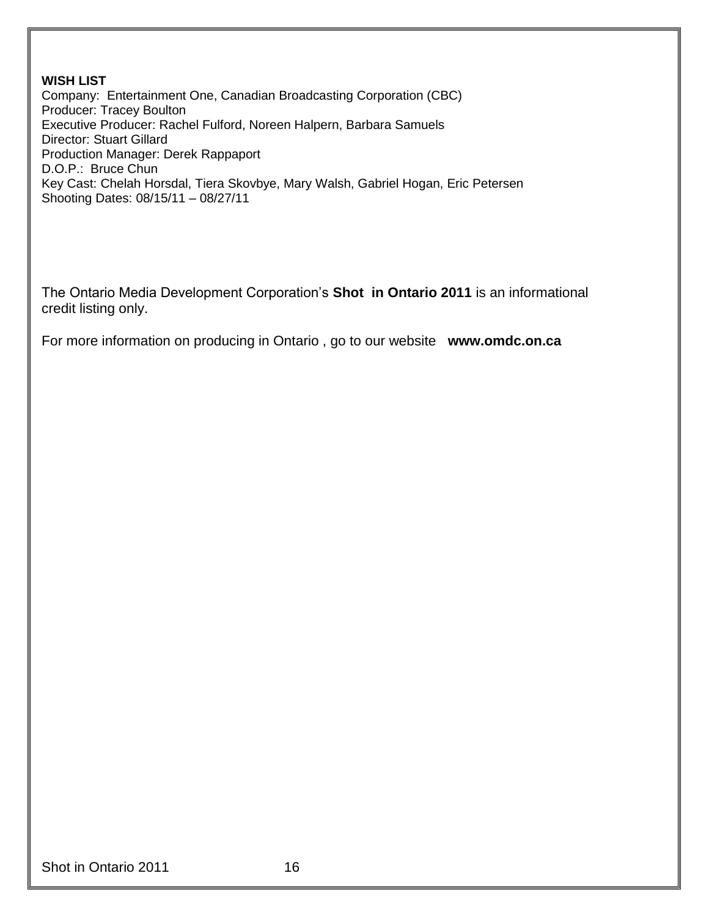**WISH LIST**
Company:  Entertainment One, Canadian Broadcasting Corporation (CBC)
Producer: Tracey Boulton
Executive Producer: Rachel Fulford, Noreen Halpern, Barbara Samuels
Director: Stuart Gillard
Production Manager: Derek Rappaport
D.O.P.:  Bruce Chun
Key Cast: Chelah Horsdal, Tiera Skovbye, Mary Walsh, Gabriel Hogan, Eric Petersen
Shooting Dates: 08/15/11 – 08/27/11

The Ontario Media Development Corporation's **Shot in Ontario 2011** is an informational credit listing only.

For more information on producing in Ontario , go to our website **www.omdc.on.ca**